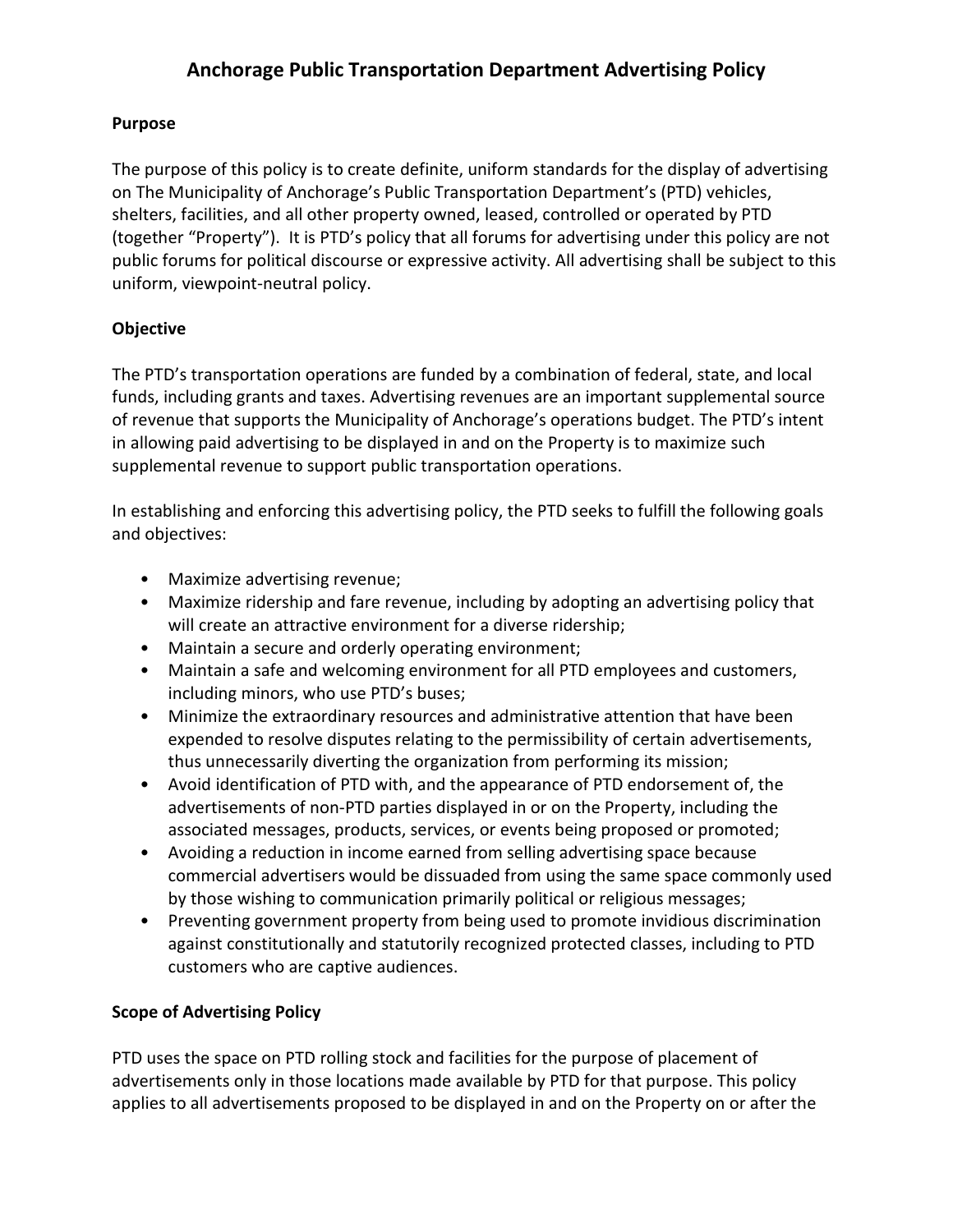# Anchorage Public Transportation Department Advertising Policy

**Purpose**

The purpose of this policy is to create definite, uniform standards for the display of advertising on The Municipality of Anchorage's Public Transportation Department's (PTD) vehicles, shelters, facilities, and all other property owned, leased, controlled or operated by PTD (together "Property"). It is PTD's policy that all forums for advertising under this policy are not public forums for political discourse or expressive activity. All advertising shall be subject to this uniform, viewpoint-neutral policy.

**Objective**

The PTD's transportation operations are funded by a combination of federal, state, and local funds, including grants and taxes. Advertising revenues are an important supplemental source of revenue that supports the Municipality of Anchorage's operations budget. The PTD's intent in allowing paid advertising to be displayed in and on the Property is to maximize such supplemental revenue to support public transportation operations.

In establishing and enforcing this advertising policy, the PTD seeks to fulfill the following goals and objectives:

- Maximize advertising revenue;
- Maximize ridership and fare revenue, including by adopting an advertising policy that will create an attractive environment for a diverse ridership;
- Maintain a secure and orderly operating environment;
- Maintain a safe and welcoming environment for all PTD employees and customers, including minors, who use PTD's buses;
- Minimize the extraordinary resources and administrative attention that have been expended to resolve disputes relating to the permissibility of certain advertisements, thus unnecessarily diverting the organization from performing its mission;
- Avoid identification of PTD with, and the appearance of PTD endorsement of, the advertisements of non-PTD parties displayed in or on the Property, including the associated messages, products, services, or events being proposed or promoted;
- Avoiding a reduction in income earned from selling advertising space because commercial advertisers would be dissuaded from using the same space commonly used by those wishing to communication primarily political or religious messages;
- Preventing government property from being used to promote invidious discrimination against constitutionally and statutorily recognized protected classes, including to PTD customers who are captive audiences.

**Scope of Advertising Policy**

PTD uses the space on PTD rolling stock and facilities for the purpose of placement of advertisements only in those locations made available by PTD for that purpose. This policy applies to all advertisements proposed to be displayed in and on the Property on or after the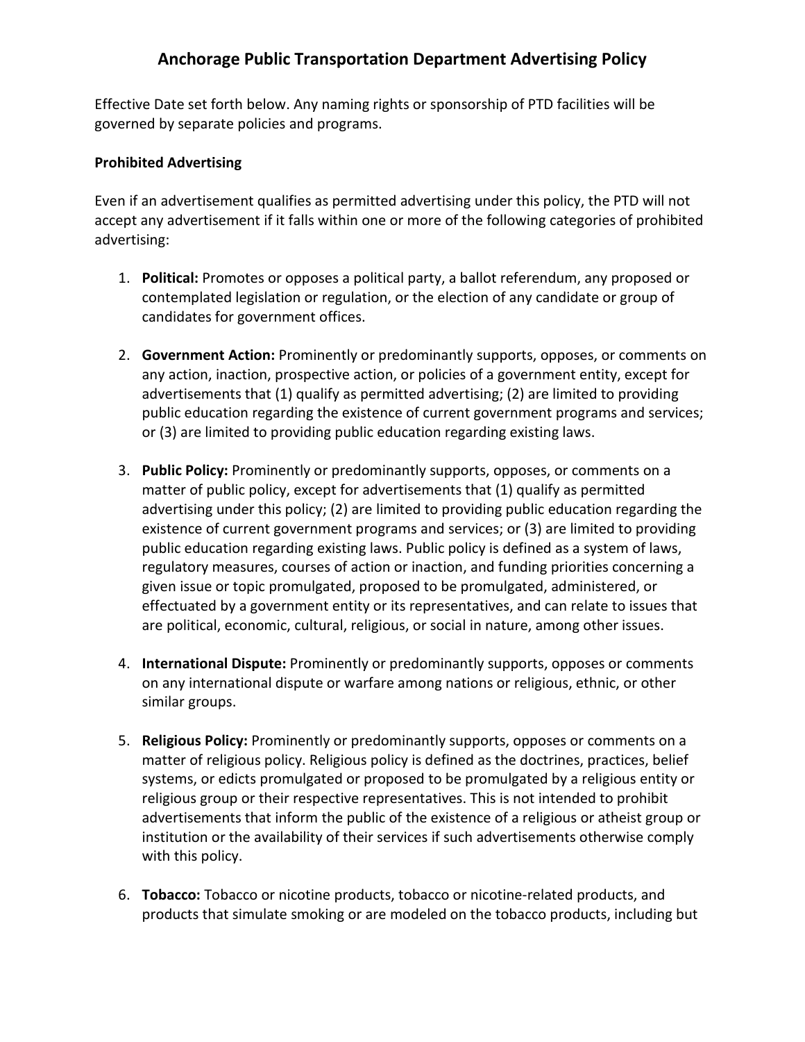# Anchorage Public Transportation Department Advertising Policy

Effective Date set forth below. Any naming rights or sponsorship of PTD facilities will be governed by separate policies and programs.

**Prohibited Advertising**

Even if an advertisement qualifies as permitted advertising under this policy, the PTD will not accept any advertisement if it falls within one or more of the following categories of prohibited advertising:

1. **Political:** Promotes or opposes a political party, a ballot referendum, any proposed or contemplated legislation or regulation, or the election of any candidate or group of candidates for government offices.

2. **Government Action:** Prominently or predominantly supports, opposes, or comments on any action, inaction, prospective action, or policies of a government entity, except for advertisements that (1) qualify as permitted advertising; (2) are limited to providing public education regarding the existence of current government programs and services; or (3) are limited to providing public education regarding existing laws.

3. **Public Policy:** Prominently or predominantly supports, opposes, or comments on a matter of public policy, except for advertisements that (1) qualify as permitted advertising under this policy; (2) are limited to providing public education regarding the existence of current government programs and services; or (3) are limited to providing public education regarding existing laws. Public policy is defined as a system of laws, regulatory measures, courses of action or inaction, and funding priorities concerning a given issue or topic promulgated, proposed to be promulgated, administered, or effectuated by a government entity or its representatives, and can relate to issues that are political, economic, cultural, religious, or social in nature, among other issues.

4. **International Dispute:** Prominently or predominantly supports, opposes or comments on any international dispute or warfare among nations or religious, ethnic, or other similar groups.

5. **Religious Policy:** Prominently or predominantly supports, opposes or comments on a matter of religious policy. Religious policy is defined as the doctrines, practices, belief systems, or edicts promulgated or proposed to be promulgated by a religious entity or religious group or their respective representatives. This is not intended to prohibit advertisements that inform the public of the existence of a religious or atheist group or institution or the availability of their services if such advertisements otherwise comply with this policy.

6. **Tobacco:** Tobacco or nicotine products, tobacco or nicotine-related products, and products that simulate smoking or are modeled on the tobacco products, including but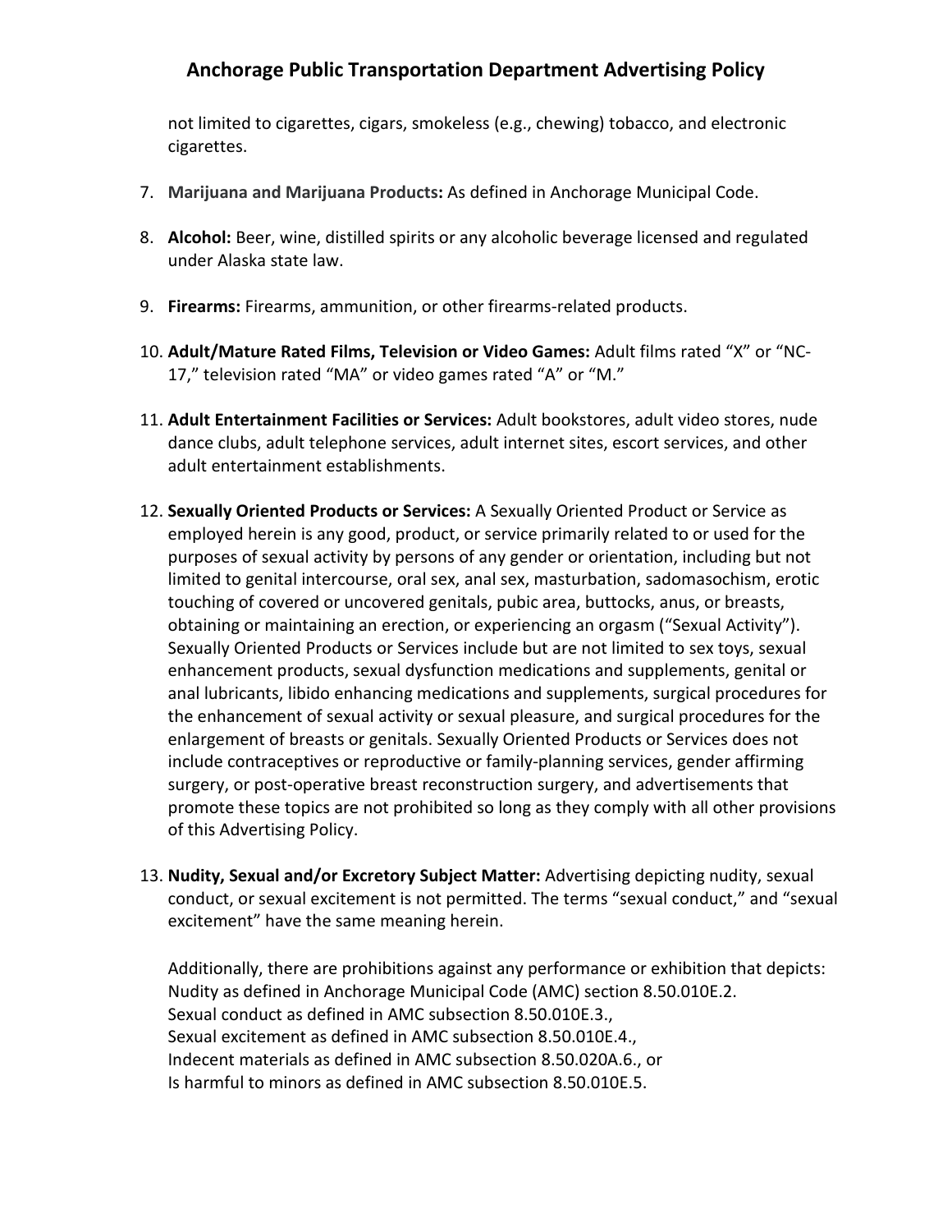not limited to cigarettes, cigars, smokeless (e.g., chewing) tobacco, and electronic cigarettes.

7. **Marijuana and Marijuana Products:** As defined in Anchorage Municipal Code.

8. **Alcohol:** Beer, wine, distilled spirits or any alcoholic beverage licensed and regulated under Alaska state law.

9. **Firearms:** Firearms, ammunition, or other firearms-related products.

10. **Adult/Mature Rated Films, Television or Video Games:** Adult films rated "X" or "NC-17," television rated "MA" or video games rated "A" or "M."

11. **Adult Entertainment Facilities or Services:** Adult bookstores, adult video stores, nude dance clubs, adult telephone services, adult internet sites, escort services, and other adult entertainment establishments.

12. **Sexually Oriented Products or Services:** A Sexually Oriented Product or Service as employed herein is any good, product, or service primarily related to or used for the purposes of sexual activity by persons of any gender or orientation, including but not limited to genital intercourse, oral sex, anal sex, masturbation, sadomasochism, erotic touching of covered or uncovered genitals, pubic area, buttocks, anus, or breasts, obtaining or maintaining an erection, or experiencing an orgasm ("Sexual Activity"). Sexually Oriented Products or Services include but are not limited to sex toys, sexual enhancement products, sexual dysfunction medications and supplements, genital or anal lubricants, libido enhancing medications and supplements, surgical procedures for the enhancement of sexual activity or sexual pleasure, and surgical procedures for the enlargement of breasts or genitals. Sexually Oriented Products or Services does not include contraceptives or reproductive or family-planning services, gender affirming surgery, or post-operative breast reconstruction surgery, and advertisements that promote these topics are not prohibited so long as they comply with all other provisions of this Advertising Policy.

13. **Nudity, Sexual and/or Excretory Subject Matter:** Advertising depicting nudity, sexual conduct, or sexual excitement is not permitted. The terms "sexual conduct," and "sexual excitement" have the same meaning herein.

    Additionally, there are prohibitions against any performance or exhibition that depicts:
    Nudity as defined in Anchorage Municipal Code (AMC) section 8.50.010E.2.
    Sexual conduct as defined in AMC subsection 8.50.010E.3.,
    Sexual excitement as defined in AMC subsection 8.50.010E.4.,
    Indecent materials as defined in AMC subsection 8.50.020A.6., or
    Is harmful to minors as defined in AMC subsection 8.50.010E.5.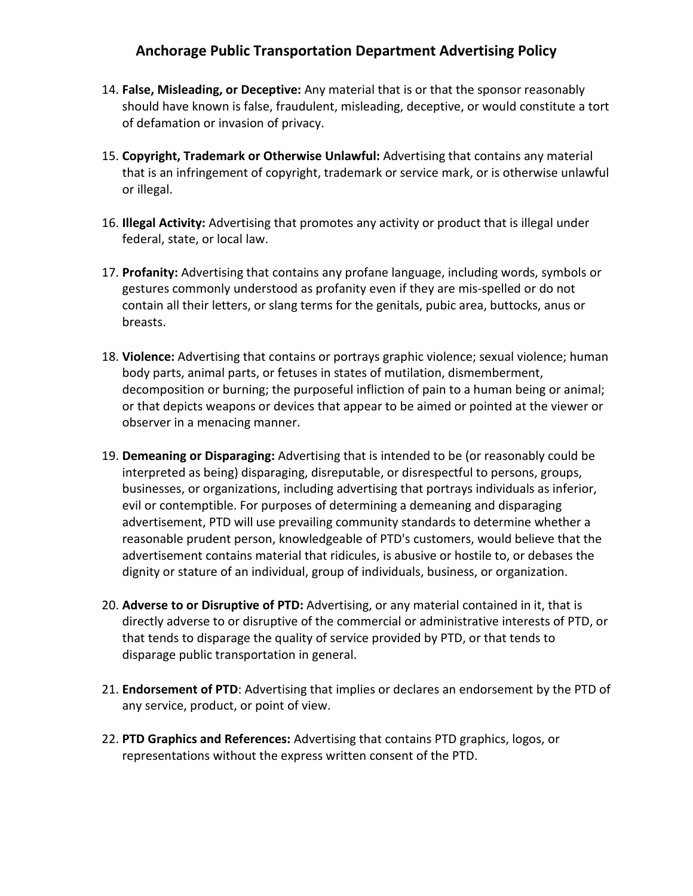14. **False, Misleading, or Deceptive:** Any material that is or that the sponsor reasonably should have known is false, fraudulent, misleading, deceptive, or would constitute a tort of defamation or invasion of privacy.

15. **Copyright, Trademark or Otherwise Unlawful:** Advertising that contains any material that is an infringement of copyright, trademark or service mark, or is otherwise unlawful or illegal.

16. **Illegal Activity:** Advertising that promotes any activity or product that is illegal under federal, state, or local law.

17. **Profanity:** Advertising that contains any profane language, including words, symbols or gestures commonly understood as profanity even if they are mis-spelled or do not contain all their letters, or slang terms for the genitals, pubic area, buttocks, anus or breasts.

18. **Violence:** Advertising that contains or portrays graphic violence; sexual violence; human body parts, animal parts, or fetuses in states of mutilation, dismemberment, decomposition or burning; the purposeful infliction of pain to a human being or animal; or that depicts weapons or devices that appear to be aimed or pointed at the viewer or observer in a menacing manner.

19. **Demeaning or Disparaging:** Advertising that is intended to be (or reasonably could be interpreted as being) disparaging, disreputable, or disrespectful to persons, groups, businesses, or organizations, including advertising that portrays individuals as inferior, evil or contemptible. For purposes of determining a demeaning and disparaging advertisement, PTD will use prevailing community standards to determine whether a reasonable prudent person, knowledgeable of PTD's customers, would believe that the advertisement contains material that ridicules, is abusive or hostile to, or debases the dignity or stature of an individual, group of individuals, business, or organization.

20. **Adverse to or Disruptive of PTD:** Advertising, or any material contained in it, that is directly adverse to or disruptive of the commercial or administrative interests of PTD, or that tends to disparage the quality of service provided by PTD, or that tends to disparage public transportation in general.

21. **Endorsement of PTD**: Advertising that implies or declares an endorsement by the PTD of any service, product, or point of view.

22. **PTD Graphics and References:** Advertising that contains PTD graphics, logos, or representations without the express written consent of the PTD.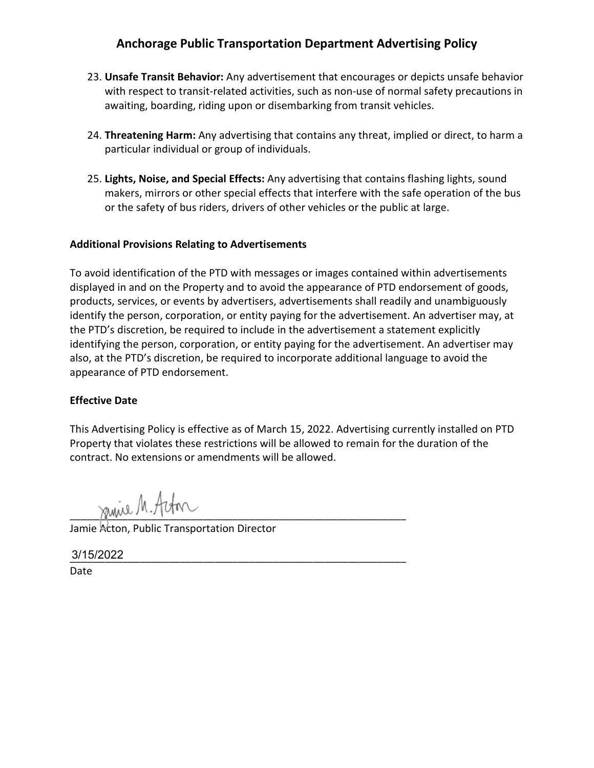23. **Unsafe Transit Behavior:** Any advertisement that encourages or depicts unsafe behavior with respect to transit-related activities, such as non-use of normal safety precautions in awaiting, boarding, riding upon or disembarking from transit vehicles.

24. **Threatening Harm:** Any advertising that contains any threat, implied or direct, to harm a particular individual or group of individuals.

25. **Lights, Noise, and Special Effects:** Any advertising that contains flashing lights, sound makers, mirrors or other special effects that interfere with the safe operation of the bus or the safety of bus riders, drivers of other vehicles or the public at large.

**Additional Provisions Relating to Advertisements**

To avoid identification of the PTD with messages or images contained within advertisements displayed in and on the Property and to avoid the appearance of PTD endorsement of goods, products, services, or events by advertisers, advertisements shall readily and unambiguously identify the person, corporation, or entity paying for the advertisement. An advertiser may, at the PTD's discretion, be required to include in the advertisement a statement explicitly identifying the person, corporation, or entity paying for the advertisement. An advertiser may also, at the PTD's discretion, be required to incorporate additional language to avoid the appearance of PTD endorsement.

**Effective Date**

This Advertising Policy is effective as of March 15, 2022. Advertising currently installed on PTD Property that violates these restrictions will be allowed to remain for the duration of the contract. No extensions or amendments will be allowed.

Jamie M. Acton

Jamie Acton, Public Transportation Director

3/15/2022

Date